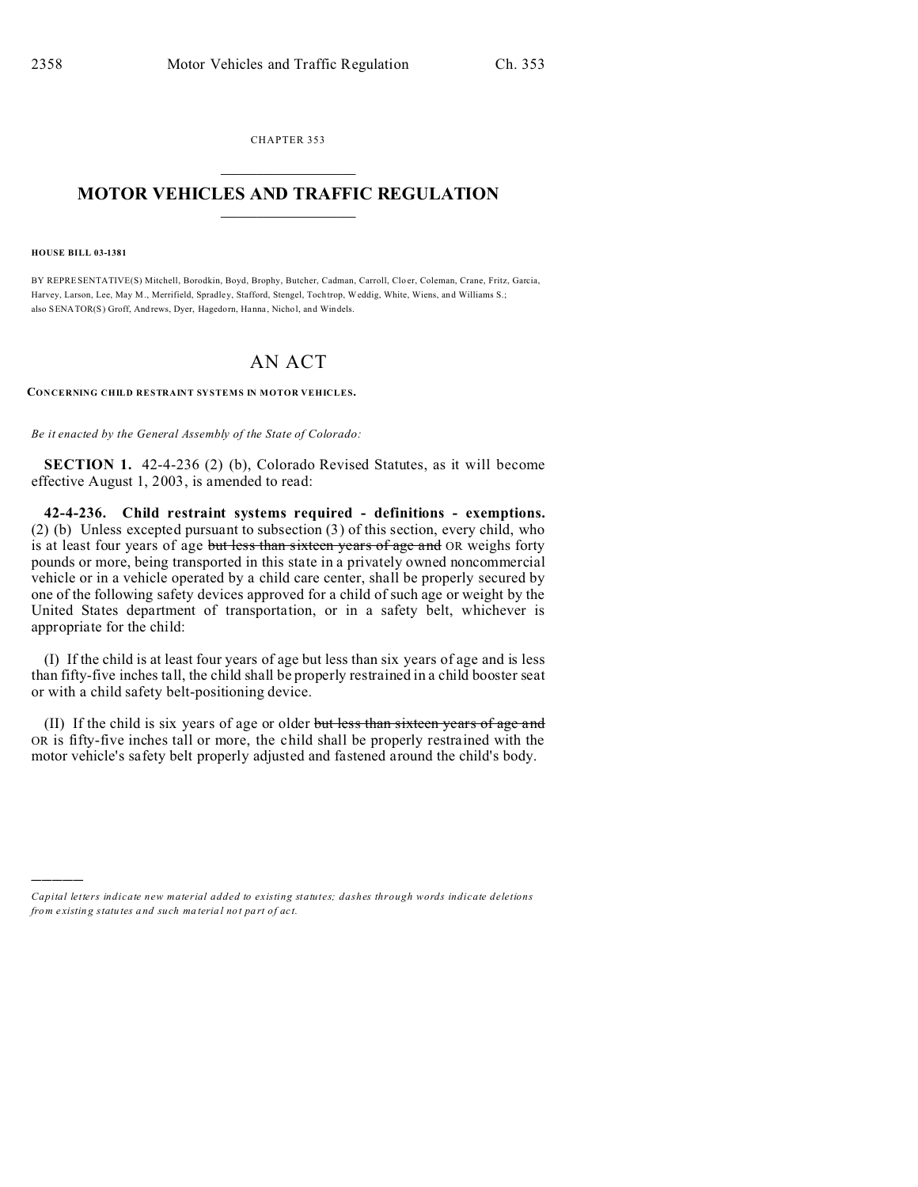CHAPTER 353

# MOTOR VEHICLES AND TRAFFIC REGULATION

**HOUSE BILL 03-1381**

BY REPRESENTATIVE(S) Mitchell, Borodkin, Boyd, Brophy, Butcher, Cadman, Carroll, Cloer, Coleman, Crane, Fritz, Garcia, Harvey, Larson, Lee, May M., Merrifield, Spradley, Stafford, Stengel, Tochtrop, Weddig, White, Wiens, and Williams S.; also SENATOR(S) Groff, Andrews, Dyer, Hagedorn, Hanna, Nichol, and Windels.

# AN ACT

**CONCERNING CHILD RESTRAINT SYSTEMS IN MOTOR VEHICLES.**

*Be it enacted by the General Assembly of the State of Colorado:*

**SECTION 1.** 42-4-236 (2) (b), Colorado Revised Statutes, as it will become effective August 1, 2003, is amended to read:

**42-4-236. Child restraint systems required - definitions - exemptions.** (2) (b) Unless excepted pursuant to subsection (3) of this section, every child, who is at least four years of age ~~but less than sixteen years of age and~~ OR weighs forty pounds or more, being transported in this state in a privately owned noncommercial vehicle or in a vehicle operated by a child care center, shall be properly secured by one of the following safety devices approved for a child of such age or weight by the United States department of transportation, or in a safety belt, whichever is appropriate for the child:

(I) If the child is at least four years of age but less than six years of age and is less than fifty-five inches tall, the child shall be properly restrained in a child booster seat or with a child safety belt-positioning device.

(II) If the child is six years of age or older ~~but less than sixteen years of age and~~ OR is fifty-five inches tall or more, the child shall be properly restrained with the motor vehicle's safety belt properly adjusted and fastened around the child's body.

---

*Capital letters indicate new material added to existing statutes; dashes through words indicate deletions from existing statutes and such material not part of act.*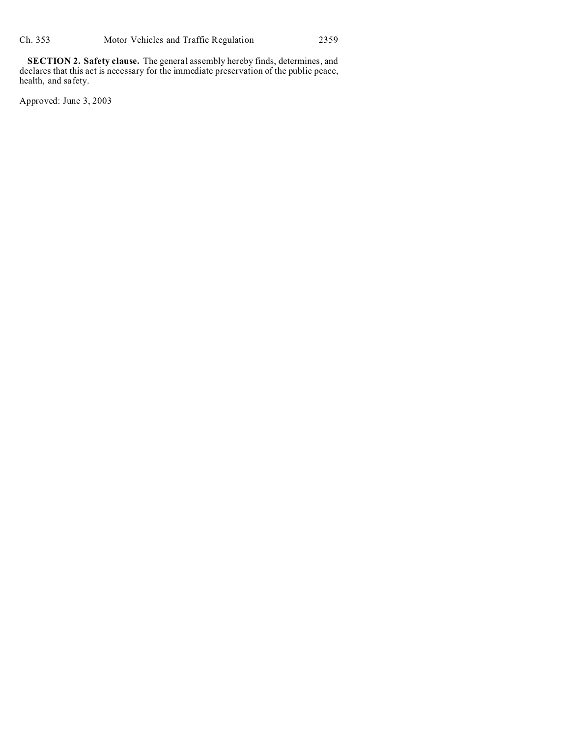**SECTION 2. Safety clause.** The general assembly hereby finds, determines, and declares that this act is necessary for the immediate preservation of the public peace, health, and safety.

Approved: June 3, 2003